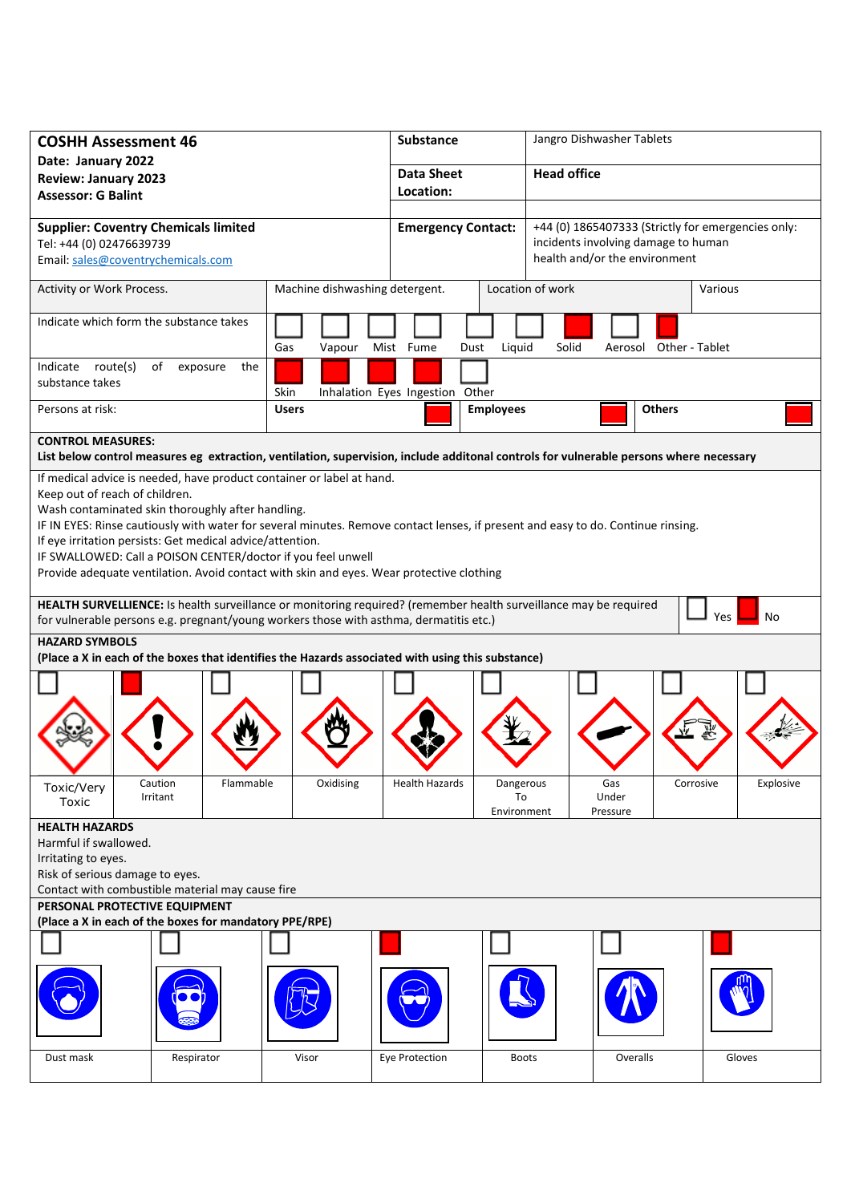| **COSHH Assessment 46**<br>**Date: January 2022**<br>**Review: January 2023**<br>**Assessor: G Balint** | **Substance** | Jangro Dishwasher Tablets |
|---|---|---|
| | **Data Sheet Location:** | **Head office** |
| **Supplier: Coventry Chemicals limited**<br>Tel: +44 (0) 02476639739<br>Email: sales@coventrychemicals.com | **Emergency Contact:** | +44 (0) 1865407333 (Strictly for emergencies only: incidents involving damage to human health and/or the environment |

| Activity or Work Process. | Machine dishwashing detergent. | Location of work | Various |
|---|---|---|---|

| Indicate which form the substance takes | Gas | Vapour | Mist | Fume | Dust | Liquid | Solid | Aerosol | Other - Tablet |
|---|---|---|---|---|---|---|---|---|---|
| | ☐ | ☐ | ☐ | ☐ | ☐ | ☐ | ■ | ☐ | ■ |

| Indicate route(s) of exposure the substance takes | Skin | Inhalation | Eyes | Ingestion | Other |
|---|---|---|---|---|---|
| | ■ | ■ | ■ | ■ | ☐ |

| Persons at risk: | **Users** ■ | **Employees** ■ | **Others** ■ |
|---|---|---|---|

**CONTROL MEASURES:**
**List below control measures eg extraction, ventilation, supervision, include additonal controls for vulnerable persons where necessary**

If medical advice is needed, have product container or label at hand.
Keep out of reach of children.
Wash contaminated skin thoroughly after handling.
IF IN EYES: Rinse cautiously with water for several minutes. Remove contact lenses, if present and easy to do. Continue rinsing.
If eye irritation persists: Get medical advice/attention.
IF SWALLOWED: Call a POISON CENTER/doctor if you feel unwell
Provide adequate ventilation. Avoid contact with skin and eyes. Wear protective clothing

**HEALTH SURVELLIENCE:** Is health surveillance or monitoring required? (remember health surveillance may be required for vulnerable persons e.g. pregnant/young workers those with asthma, dermatitis etc.) ☐ Yes ■ No

**HAZARD SYMBOLS**
**(Place a X in each of the boxes that identifies the Hazards associated with using this substance)**

| Toxic/Very Toxic | Caution Irritant | Flammable | Oxidising | Health Hazards | Dangerous To Environment | Gas Under Pressure | Corrosive | Explosive |
|---|---|---|---|---|---|---|---|---|
| ☐ | ■ | ☐ | ☐ | ☐ | ☐ | ☐ | ☐ | ☐ |

**HEALTH HAZARDS**
Harmful if swallowed.
Irritating to eyes.
Risk of serious damage to eyes.
Contact with combustible material may cause fire

**PERSONAL PROTECTIVE EQUIPMENT**
**(Place a X in each of the boxes for mandatory PPE/RPE)**

| Dust mask | Respirator | Visor | Eye Protection | Boots | Overalls | Gloves |
|---|---|---|---|---|---|---|
| ☐ | ☐ | ☐ | ■ | ☐ | ☐ | ■ |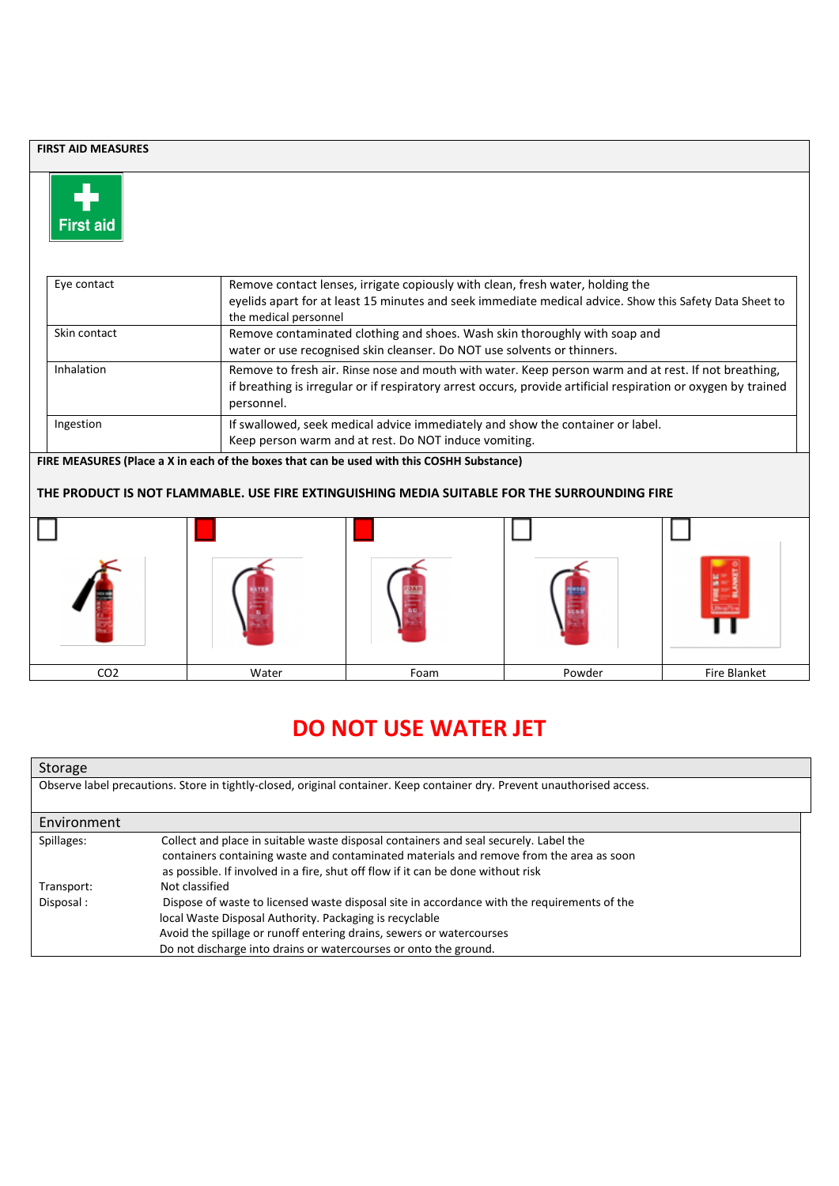## FIRST AID MEASURES

First aid

| | |
|---|---|
| Eye contact | Remove contact lenses, irrigate copiously with clean, fresh water, holding the eyelids apart for at least 15 minutes and seek immediate medical advice. Show this Safety Data Sheet to the medical personnel |
| Skin contact | Remove contaminated clothing and shoes. Wash skin thoroughly with soap and water or use recognised skin cleanser. Do NOT use solvents or thinners. |
| Inhalation | Remove to fresh air. Rinse nose and mouth with water. Keep person warm and at rest. If not breathing, if breathing is irregular or if respiratory arrest occurs, provide artificial respiration or oxygen by trained personnel. |
| Ingestion | If swallowed, seek medical advice immediately and show the container or label. Keep person warm and at rest. Do NOT induce vomiting. |

## FIRE MEASURES (Place a X in each of the boxes that can be used with this COSHH Substance)

**THE PRODUCT IS NOT FLAMMABLE. USE FIRE EXTINGUISHING MEDIA SUITABLE FOR THE SURROUNDING FIRE**

| CO2 | Water | Foam | Powder | Fire Blanket |
|---|---|---|---|---|
| ☐ | ■ | ■ | ☐ | ☐ |

# DO NOT USE WATER JET

## Storage

Observe label precautions. Store in tightly-closed, original container. Keep container dry. Prevent unauthorised access.

## Environment

| | |
|---|---|
| Spillages: | Collect and place in suitable waste disposal containers and seal securely. Label the containers containing waste and contaminated materials and remove from the area as soon as possible. If involved in a fire, shut off flow if it can be done without risk |
| Transport: | Not classified |
| Disposal : | Dispose of waste to licensed waste disposal site in accordance with the requirements of the local Waste Disposal Authority. Packaging is recyclable<br>Avoid the spillage or runoff entering drains, sewers or watercourses<br>Do not discharge into drains or watercourses or onto the ground. |